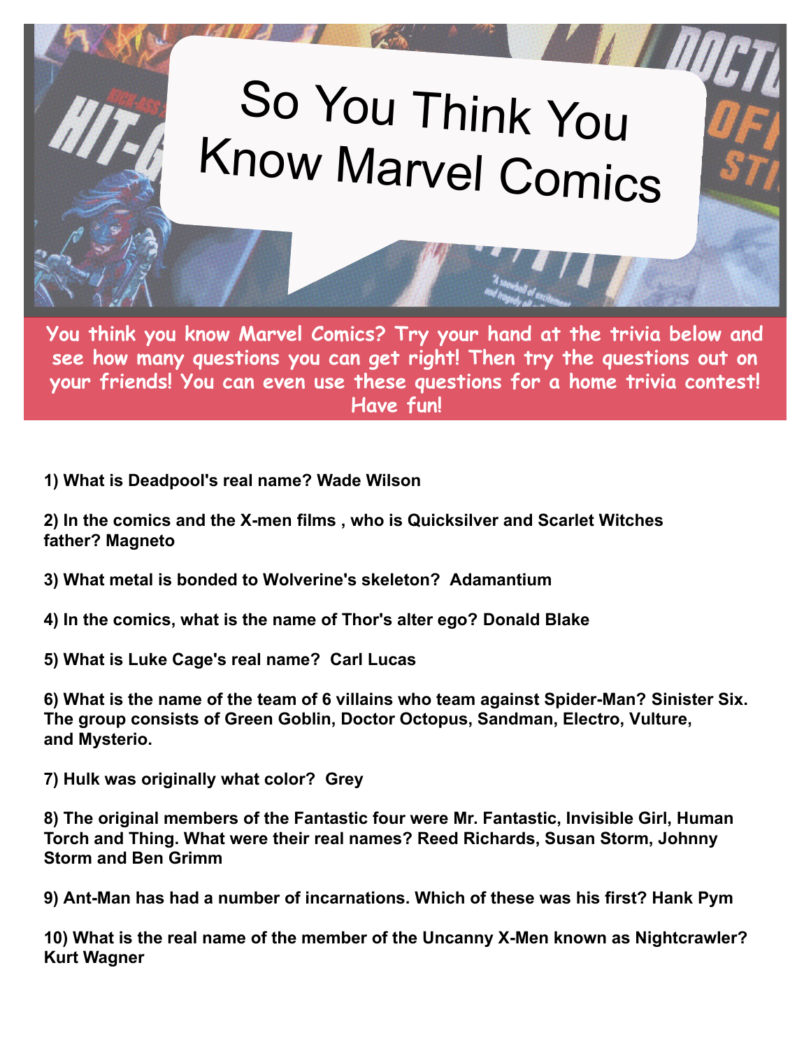# So You Think You Know Marvel Comics

**You think you know Marvel Comics? Try your hand at the trivia below and see how many questions you can get right! Then try the questions out on your friends! You can even use these questions for a home trivia contest! Have fun!**

**1) What is Deadpool's real name? Wade Wilson**

**2) In the comics and the X-men films , who is Quicksilver and Scarlet Witches father? Magneto**

**3) What metal is bonded to Wolverine's skeleton? Adamantium**

**4) In the comics, what is the name of Thor's alter ego? Donald Blake**

**5) What is Luke Cage's real name? Carl Lucas**

**6) What is the name of the team of 6 villains who team against Spider-Man? Sinister Six. The group consists of Green Goblin, Doctor Octopus, Sandman, Electro, Vulture, and Mysterio.**

**7) Hulk was originally what color? Grey**

**8) The original members of the Fantastic four were Mr. Fantastic, Invisible Girl, Human Torch and Thing. What were their real names? Reed Richards, Susan Storm, Johnny Storm and Ben Grimm**

**9) Ant-Man has had a number of incarnations. Which of these was his first? Hank Pym**

**10) What is the real name of the member of the Uncanny X-Men known as Nightcrawler? Kurt Wagner**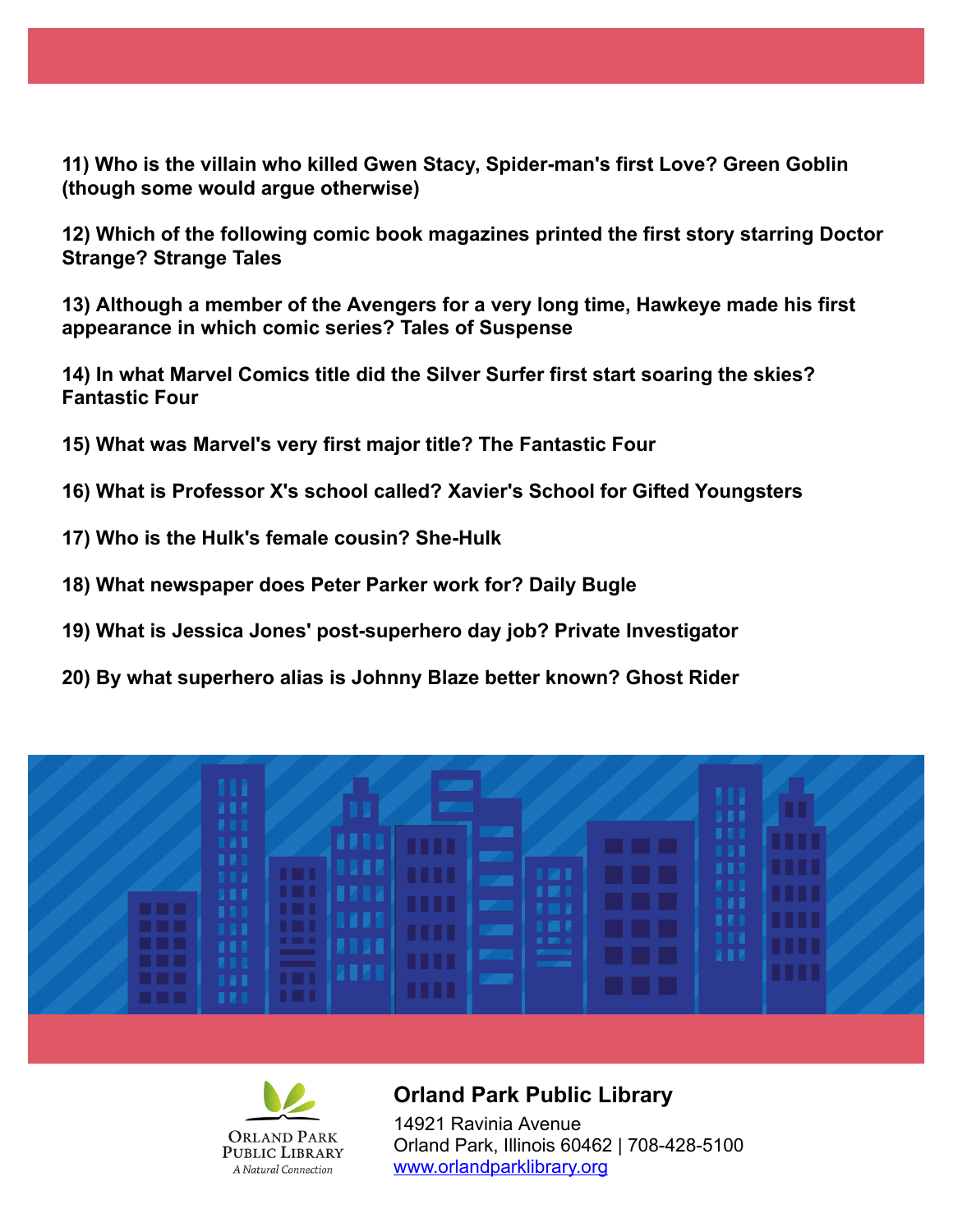**11) Who is the villain who killed Gwen Stacy, Spider-man's first Love? Green Goblin (though some would argue otherwise)**

**12) Which of the following comic book magazines printed the first story starring Doctor Strange? Strange Tales**

**13) Although a member of the Avengers for a very long time, Hawkeye made his first appearance in which comic series? Tales of Suspense**

**14) In what Marvel Comics title did the Silver Surfer first start soaring the skies? Fantastic Four**

**15) What was Marvel's very first major title? The Fantastic Four**

**16) What is Professor X's school called? Xavier's School for Gifted Youngsters**

**17) Who is the Hulk's female cousin? She-Hulk**

**18) What newspaper does Peter Parker work for? Daily Bugle**

**19) What is Jessica Jones' post-superhero day job? Private Investigator**

**20) By what superhero alias is Johnny Blaze better known? Ghost Rider**

Orland Park Public Library
A Natural Connection

**Orland Park Public Library**

14921 Ravinia Avenue
Orland Park, Illinois 60462 | 708-428-5100
[www.orlandparklibrary.org](http://www.orlandparklibrary.org)